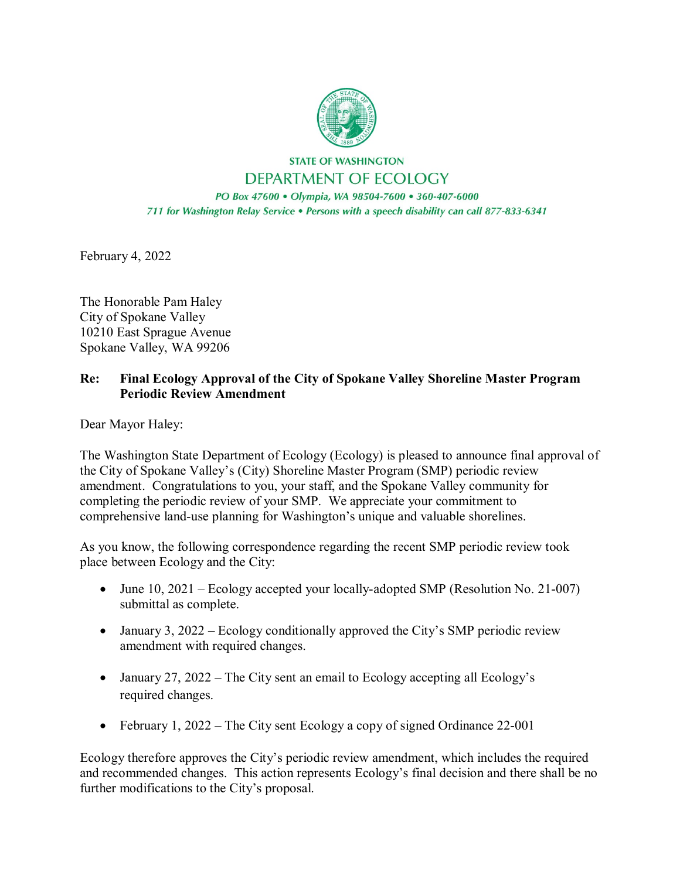STATE OF WASHINGTON

DEPARTMENT OF ECOLOGY

*PO Box 47600 • Olympia, WA 98504-7600 • 360-407-6000*

*711 for Washington Relay Service • Persons with a speech disability can call 877-833-6341*

February 4, 2022

The Honorable Pam Haley
City of Spokane Valley
10210 East Sprague Avenue
Spokane Valley, WA 99206

**Re: Final Ecology Approval of the City of Spokane Valley Shoreline Master Program Periodic Review Amendment**

Dear Mayor Haley:

The Washington State Department of Ecology (Ecology) is pleased to announce final approval of the City of Spokane Valley's (City) Shoreline Master Program (SMP) periodic review amendment. Congratulations to you, your staff, and the Spokane Valley community for completing the periodic review of your SMP. We appreciate your commitment to comprehensive land-use planning for Washington's unique and valuable shorelines.

As you know, the following correspondence regarding the recent SMP periodic review took place between Ecology and the City:

- June 10, 2021 – Ecology accepted your locally-adopted SMP (Resolution No. 21-007) submittal as complete.
- January 3, 2022 – Ecology conditionally approved the City's SMP periodic review amendment with required changes.
- January 27, 2022 – The City sent an email to Ecology accepting all Ecology's required changes.
- February 1, 2022 – The City sent Ecology a copy of signed Ordinance 22-001

Ecology therefore approves the City's periodic review amendment, which includes the required and recommended changes. This action represents Ecology's final decision and there shall be no further modifications to the City's proposal.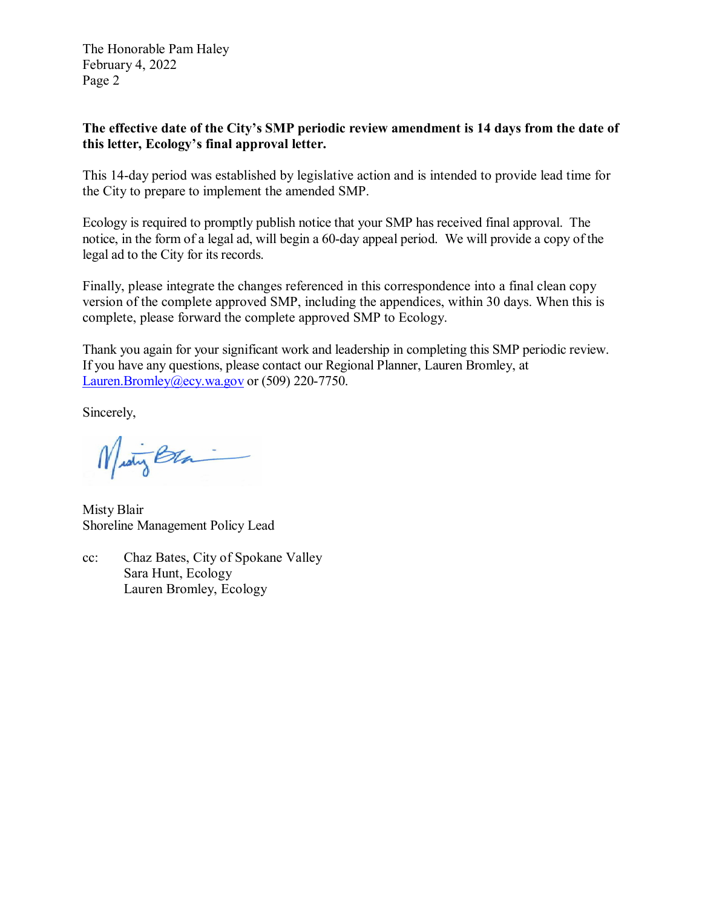**The effective date of the City's SMP periodic review amendment is 14 days from the date of this letter, Ecology's final approval letter.**

This 14-day period was established by legislative action and is intended to provide lead time for the City to prepare to implement the amended SMP.

Ecology is required to promptly publish notice that your SMP has received final approval. The notice, in the form of a legal ad, will begin a 60-day appeal period. We will provide a copy of the legal ad to the City for its records.

Finally, please integrate the changes referenced in this correspondence into a final clean copy version of the complete approved SMP, including the appendices, within 30 days. When this is complete, please forward the complete approved SMP to Ecology.

Thank you again for your significant work and leadership in completing this SMP periodic review. If you have any questions, please contact our Regional Planner, Lauren Bromley, at [Lauren.Bromley@ecy.wa.gov](mailto:Lauren.Bromley@ecy.wa.gov) or (509) 220-7750.

Sincerely,

Misty Blair
Shoreline Management Policy Lead

cc: Chaz Bates, City of Spokane Valley
Sara Hunt, Ecology
Lauren Bromley, Ecology